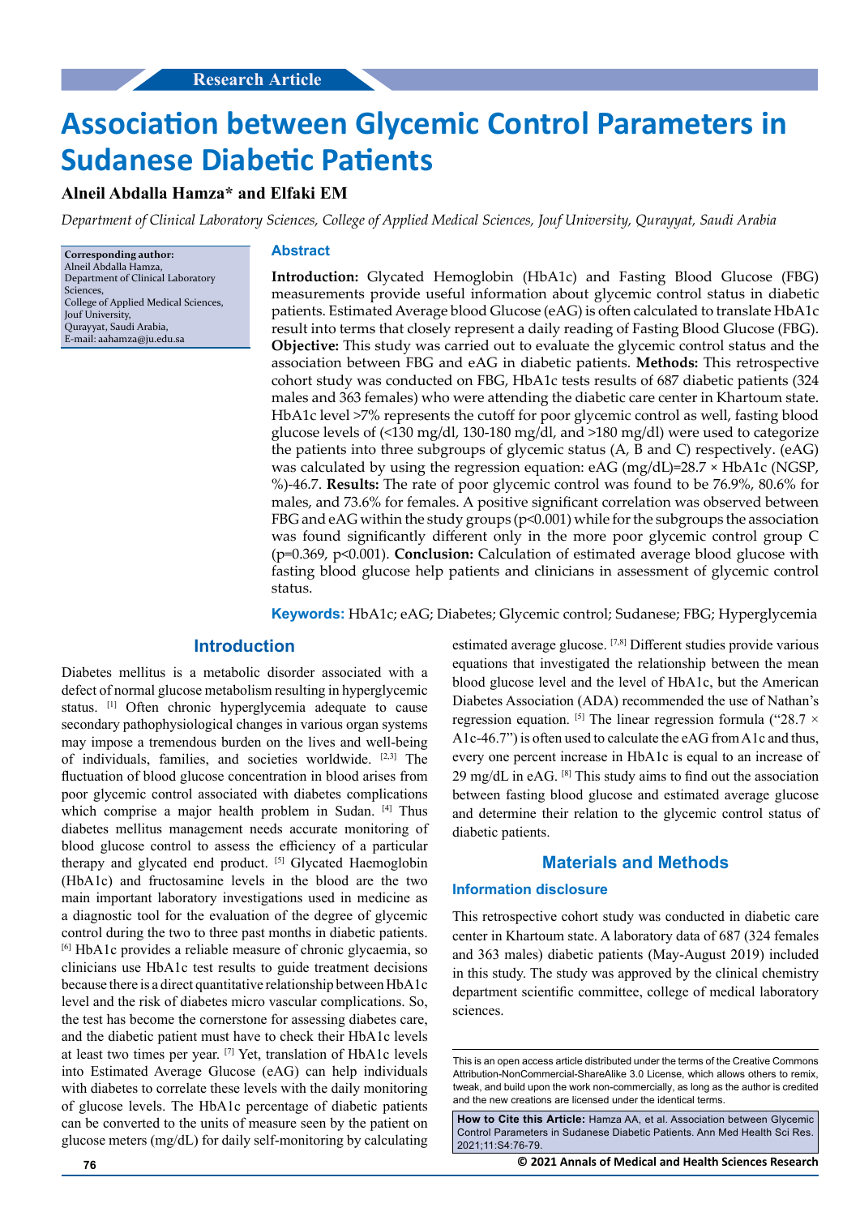Research Article

# Association between Glycemic Control Parameters in Sudanese Diabetic Patients

**Alneil Abdalla Hamza\* and Elfaki EM**

*Department of Clinical Laboratory Sciences, College of Applied Medical Sciences, Jouf University, Qurayyat, Saudi Arabia*

**Corresponding author:**
Alneil Abdalla Hamza,
Department of Clinical Laboratory Sciences,
College of Applied Medical Sciences,
Jouf University,
Qurayyat, Saudi Arabia,
E-mail: aahamza@ju.edu.sa

## Abstract

**Introduction:** Glycated Hemoglobin (HbA1c) and Fasting Blood Glucose (FBG) measurements provide useful information about glycemic control status in diabetic patients. Estimated Average blood Glucose (eAG) is often calculated to translate HbA1c result into terms that closely represent a daily reading of Fasting Blood Glucose (FBG). **Objective:** This study was carried out to evaluate the glycemic control status and the association between FBG and eAG in diabetic patients. **Methods:** This retrospective cohort study was conducted on FBG, HbA1c tests results of 687 diabetic patients (324 males and 363 females) who were attending the diabetic care center in Khartoum state. HbA1c level >7% represents the cutoff for poor glycemic control as well, fasting blood glucose levels of (<130 mg/dl, 130-180 mg/dl, and >180 mg/dl) were used to categorize the patients into three subgroups of glycemic status (A, B and C) respectively. (eAG) was calculated by using the regression equation: eAG (mg/dL)=28.7 × HbA1c (NGSP, %)-46.7. **Results:** The rate of poor glycemic control was found to be 76.9%, 80.6% for males, and 73.6% for females. A positive significant correlation was observed between FBG and eAG within the study groups ($p<0.001$) while for the subgroups the association was found significantly different only in the more poor glycemic control group C ($p=0.369$, $p<0.001$). **Conclusion:** Calculation of estimated average blood glucose with fasting blood glucose help patients and clinicians in assessment of glycemic control status.

**Keywords:** HbA1c; eAG; Diabetes; Glycemic control; Sudanese; FBG; Hyperglycemia

## Introduction

Diabetes mellitus is a metabolic disorder associated with a defect of normal glucose metabolism resulting in hyperglycemic status. [1] Often chronic hyperglycemia adequate to cause secondary pathophysiological changes in various organ systems may impose a tremendous burden on the lives and well-being of individuals, families, and societies worldwide. [2,3] The fluctuation of blood glucose concentration in blood arises from poor glycemic control associated with diabetes complications which comprise a major health problem in Sudan. [4] Thus diabetes mellitus management needs accurate monitoring of blood glucose control to assess the efficiency of a particular therapy and glycated end product. [5] Glycated Haemoglobin (HbA1c) and fructosamine levels in the blood are the two main important laboratory investigations used in medicine as a diagnostic tool for the evaluation of the degree of glycemic control during the two to three past months in diabetic patients. [6] HbA1c provides a reliable measure of chronic glycaemia, so clinicians use HbA1c test results to guide treatment decisions because there is a direct quantitative relationship between HbA1c level and the risk of diabetes micro vascular complications. So, the test has become the cornerstone for assessing diabetes care, and the diabetic patient must have to check their HbA1c levels at least two times per year. [7] Yet, translation of HbA1c levels into Estimated Average Glucose (eAG) can help individuals with diabetes to correlate these levels with the daily monitoring of glucose levels. The HbA1c percentage of diabetic patients can be converted to the units of measure seen by the patient on glucose meters (mg/dL) for daily self-monitoring by calculating estimated average glucose. [7,8] Different studies provide various equations that investigated the relationship between the mean blood glucose level and the level of HbA1c, but the American Diabetes Association (ADA) recommended the use of Nathan's regression equation. [5] The linear regression formula ("28.7 × A1c-46.7") is often used to calculate the eAG from A1c and thus, every one percent increase in HbA1c is equal to an increase of 29 mg/dL in eAG. [8] This study aims to find out the association between fasting blood glucose and estimated average glucose and determine their relation to the glycemic control status of diabetic patients.

## Materials and Methods

### Information disclosure

This retrospective cohort study was conducted in diabetic care center in Khartoum state. A laboratory data of 687 (324 females and 363 males) diabetic patients (May-August 2019) included in this study. The study was approved by the clinical chemistry department scientific committee, college of medical laboratory sciences.

This is an open access article distributed under the terms of the Creative Commons Attribution-NonCommercial-ShareAlike 3.0 License, which allows others to remix, tweak, and build upon the work non-commercially, as long as the author is credited and the new creations are licensed under the identical terms.

**How to Cite this Article:** Hamza AA, et al. Association between Glycemic Control Parameters in Sudanese Diabetic Patients. Ann Med Health Sci Res. 2021;11:S4:76-79.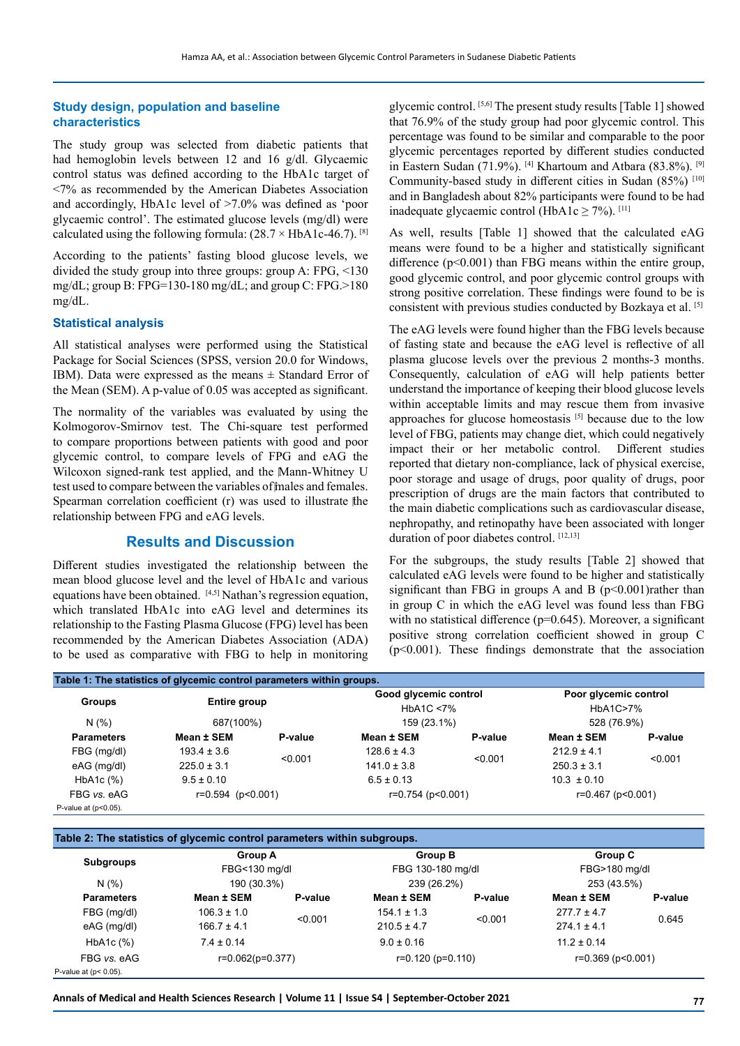## Study design, population and baseline characteristics

The study group was selected from diabetic patients that had hemoglobin levels between 12 and 16 g/dl. Glycaemic control status was defined according to the HbA1c target of <7% as recommended by the American Diabetes Association and accordingly, HbA1c level of >7.0% was defined as 'poor glycaemic control'. The estimated glucose levels (mg/dl) were calculated using the following formula: (28.7 × HbA1c-46.7). [8]

According to the patients' fasting blood glucose levels, we divided the study group into three groups: group A: FPG, <130 mg/dL; group B: FPG=130-180 mg/dL; and group C: FPG.>180 mg/dL.

## Statistical analysis

All statistical analyses were performed using the Statistical Package for Social Sciences (SPSS, version 20.0 for Windows, IBM). Data were expressed as the means ± Standard Error of the Mean (SEM). A p-value of 0.05 was accepted as significant.

The normality of the variables was evaluated by using the Kolmogorov-Smirnov test. The Chi-square test performed to compare proportions between patients with good and poor glycemic control, to compare levels of FPG and eAG the Wilcoxon signed-rank test applied, and the Mann-Whitney U test used to compare between the variables of males and females. Spearman correlation coefficient (r) was used to illustrate the relationship between FPG and eAG levels.

# Results and Discussion

Different studies investigated the relationship between the mean blood glucose level and the level of HbA1c and various equations have been obtained. [4,5] Nathan's regression equation, which translated HbA1c into eAG level and determines its relationship to the Fasting Plasma Glucose (FPG) level has been recommended by the American Diabetes Association (ADA) to be used as comparative with FBG to help in monitoring glycemic control. [5,6] The present study results [Table 1] showed that 76.9% of the study group had poor glycemic control. This percentage was found to be similar and comparable to the poor glycemic percentages reported by different studies conducted in Eastern Sudan (71.9%). [4] Khartoum and Atbara (83.8%). [9] Community-based study in different cities in Sudan (85%) [10] and in Bangladesh about 82% participants were found to be had inadequate glycaemic control (HbA1c ≥ 7%). [11]

As well, results [Table 1] showed that the calculated eAG means were found to be a higher and statistically significant difference ($p<0.001$) than FBG means within the entire group, good glycemic control, and poor glycemic control groups with strong positive correlation. These findings were found to be is consistent with previous studies conducted by Bozkaya et al. [5]

The eAG levels were found higher than the FBG levels because of fasting state and because the eAG level is reflective of all plasma glucose levels over the previous 2 months-3 months. Consequently, calculation of eAG will help patients better understand the importance of keeping their blood glucose levels within acceptable limits and may rescue them from invasive approaches for glucose homeostasis [5] because due to the low level of FBG, patients may change diet, which could negatively impact their or her metabolic control. Different studies reported that dietary non-compliance, lack of physical exercise, poor storage and usage of drugs, poor quality of drugs, poor prescription of drugs are the main factors that contributed to the main diabetic complications such as cardiovascular disease, nephropathy, and retinopathy have been associated with longer duration of poor diabetes control. [12,13]

For the subgroups, the study results [Table 2] showed that calculated eAG levels were found to be higher and statistically significant than FBG in groups A and B ($p<0.001$)rather than in group C in which the eAG level was found less than FBG with no statistical difference ($p=0.645$). Moreover, a significant positive strong correlation coefficient showed in group C ($p<0.001$). These findings demonstrate that the association

**Table 1: The statistics of glycemic control parameters within groups.**

| Groups | Entire group | | Good glycemic control HbA1C <7% | | Poor glycemic control HbA1C>7% | |
|---|---|---|---|---|---|---|
| N (%) | 687(100%) | | 159 (23.1%) | | 528 (76.9%) | |
| Parameters | Mean ± SEM | P-value | Mean ± SEM | P-value | Mean ± SEM | P-value |
| FBG (mg/dl) | 193.4 ± 3.6 | <0.001 | 128.6 ± 4.3 | <0.001 | 212.9 ± 4.1 | <0.001 |
| eAG (mg/dl) | 225.0 ± 3.1 | | 141.0 ± 3.8 | | 250.3 ± 3.1 | |
| HbA1c (%) | 9.5 ± 0.10 | | 6.5 ± 0.13 | | 10.3 ± 0.10 | |
| FBG *vs.* eAG | r=0.594 (p<0.001) | | r=0.754 (p<0.001) | | r=0.467 (p<0.001) | |

P-value at (p<0.05).

**Table 2: The statistics of glycemic control parameters within subgroups.**

| Subgroups | Group A FBG<130 mg/dl | | Group B FBG 130-180 mg/dl | | Group C FBG>180 mg/dl | |
|---|---|---|---|---|---|---|
| N (%) | 190 (30.3%) | | 239 (26.2%) | | 253 (43.5%) | |
| Parameters | Mean ± SEM | P-value | Mean ± SEM | P-value | Mean ± SEM | P-value |
| FBG (mg/dl) | 106.3 ± 1.0 | <0.001 | 154.1 ± 1.3 | <0.001 | 277.7 ± 4.7 | 0.645 |
| eAG (mg/dl) | 166.7 ± 4.1 | | 210.5 ± 4.7 | | 274.1 ± 4.1 | |
| HbA1c (%) | 7.4 ± 0.14 | | 9.0 ± 0.16 | | 11.2 ± 0.14 | |
| FBG *vs.* eAG | r=0.062(p=0.377) | | r=0.120 (p=0.110) | | r=0.369 (p<0.001) | |

P-value at (p< 0.05).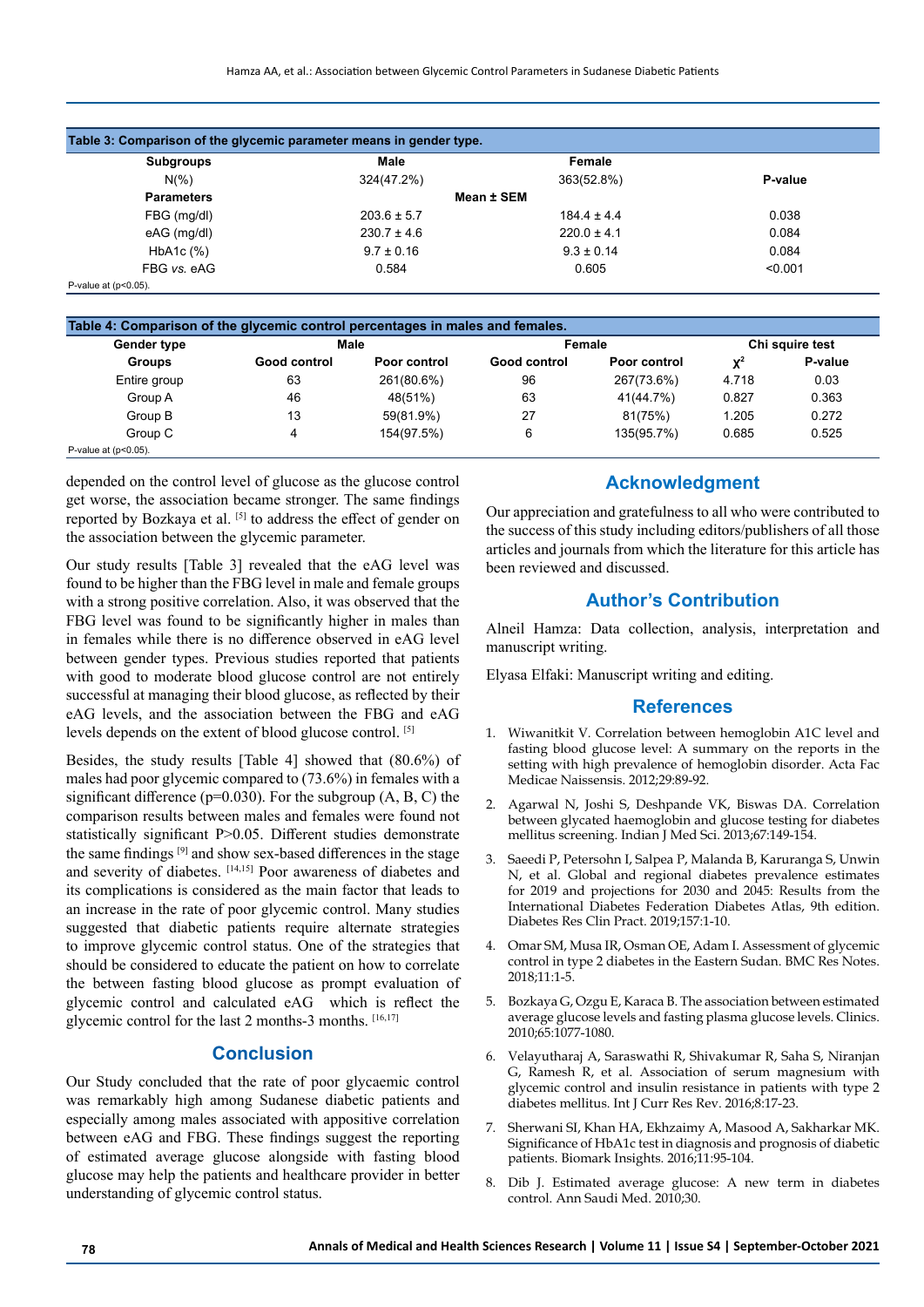**Table 3: Comparison of the glycemic parameter means in gender type.**

| Subgroups | Male | Female | |
|---|---|---|---|
| N(%) | 324(47.2%) | 363(52.8%) | **P-value** |
| **Parameters** | **Mean ± SEM** | | |
| FBG (mg/dl) | 203.6 ± 5.7 | 184.4 ± 4.4 | 0.038 |
| eAG (mg/dl) | 230.7 ± 4.6 | 220.0 ± 4.1 | 0.084 |
| HbA1c (%) | 9.7 ± 0.16 | 9.3 ± 0.14 | 0.084 |
| FBG *vs.* eAG | 0.584 | 0.605 | <0.001 |

P-value at (p<0.05).

**Table 4: Comparison of the glycemic control percentages in males and females.**

| Gender type | Male | | Female | | Chi squire test | |
|---|---|---|---|---|---|---|
| **Groups** | **Good control** | **Poor control** | **Good control** | **Poor control** | $\chi^2$ | **P-value** |
| Entire group | 63 | 261(80.6%) | 96 | 267(73.6%) | 4.718 | 0.03 |
| Group A | 46 | 48(51%) | 63 | 41(44.7%) | 0.827 | 0.363 |
| Group B | 13 | 59(81.9%) | 27 | 81(75%) | 1.205 | 0.272 |
| Group C | 4 | 154(97.5%) | 6 | 135(95.7%) | 0.685 | 0.525 |

P-value at (p<0.05).

depended on the control level of glucose as the glucose control get worse, the association became stronger. The same findings reported by Bozkaya et al. [5] to address the effect of gender on the association between the glycemic parameter.

Our study results [Table 3] revealed that the eAG level was found to be higher than the FBG level in male and female groups with a strong positive correlation. Also, it was observed that the FBG level was found to be significantly higher in males than in females while there is no difference observed in eAG level between gender types. Previous studies reported that patients with good to moderate blood glucose control are not entirely successful at managing their blood glucose, as reflected by their eAG levels, and the association between the FBG and eAG levels depends on the extent of blood glucose control. [5]

Besides, the study results [Table 4] showed that (80.6%) of males had poor glycemic compared to (73.6%) in females with a significant difference (p=0.030). For the subgroup (A, B, C) the comparison results between males and females were found not statistically significant P>0.05. Different studies demonstrate the same findings [9] and show sex-based differences in the stage and severity of diabetes. [14,15] Poor awareness of diabetes and its complications is considered as the main factor that leads to an increase in the rate of poor glycemic control. Many studies suggested that diabetic patients require alternate strategies to improve glycemic control status. One of the strategies that should be considered to educate the patient on how to correlate the between fasting blood glucose as prompt evaluation of glycemic control and calculated eAG which is reflect the glycemic control for the last 2 months-3 months. [16,17]

## Conclusion

Our Study concluded that the rate of poor glycaemic control was remarkably high among Sudanese diabetic patients and especially among males associated with appositive correlation between eAG and FBG. These findings suggest the reporting of estimated average glucose alongside with fasting blood glucose may help the patients and healthcare provider in better understanding of glycemic control status.

## Acknowledgment

Our appreciation and gratefulness to all who were contributed to the success of this study including editors/publishers of all those articles and journals from which the literature for this article has been reviewed and discussed.

## Author's Contribution

Alneil Hamza: Data collection, analysis, interpretation and manuscript writing.

Elyasa Elfaki: Manuscript writing and editing.

## References

1. Wiwanitkit V. Correlation between hemoglobin A1C level and fasting blood glucose level: A summary on the reports in the setting with high prevalence of hemoglobin disorder. Acta Fac Medicae Naissensis. 2012;29:89-92.
2. Agarwal N, Joshi S, Deshpande VK, Biswas DA. Correlation between glycated haemoglobin and glucose testing for diabetes mellitus screening. Indian J Med Sci. 2013;67:149-154.
3. Saeedi P, Petersohn I, Salpea P, Malanda B, Karuranga S, Unwin N, et al. Global and regional diabetes prevalence estimates for 2019 and projections for 2030 and 2045: Results from the International Diabetes Federation Diabetes Atlas, 9th edition. Diabetes Res Clin Pract. 2019;157:1-10.
4. Omar SM, Musa IR, Osman OE, Adam I. Assessment of glycemic control in type 2 diabetes in the Eastern Sudan. BMC Res Notes. 2018;11:1-5.
5. Bozkaya G, Ozgu E, Karaca B. The association between estimated average glucose levels and fasting plasma glucose levels. Clinics. 2010;65:1077-1080.
6. Velayutharaj A, Saraswathi R, Shivakumar R, Saha S, Niranjan G, Ramesh R, et al. Association of serum magnesium with glycemic control and insulin resistance in patients with type 2 diabetes mellitus. Int J Curr Res Rev. 2016;8:17-23.
7. Sherwani SI, Khan HA, Ekhzaimy A, Masood A, Sakharkar MK. Significance of HbA1c test in diagnosis and prognosis of diabetic patients. Biomark Insights. 2016;11:95-104.
8. Dib J. Estimated average glucose: A new term in diabetes control. Ann Saudi Med. 2010;30.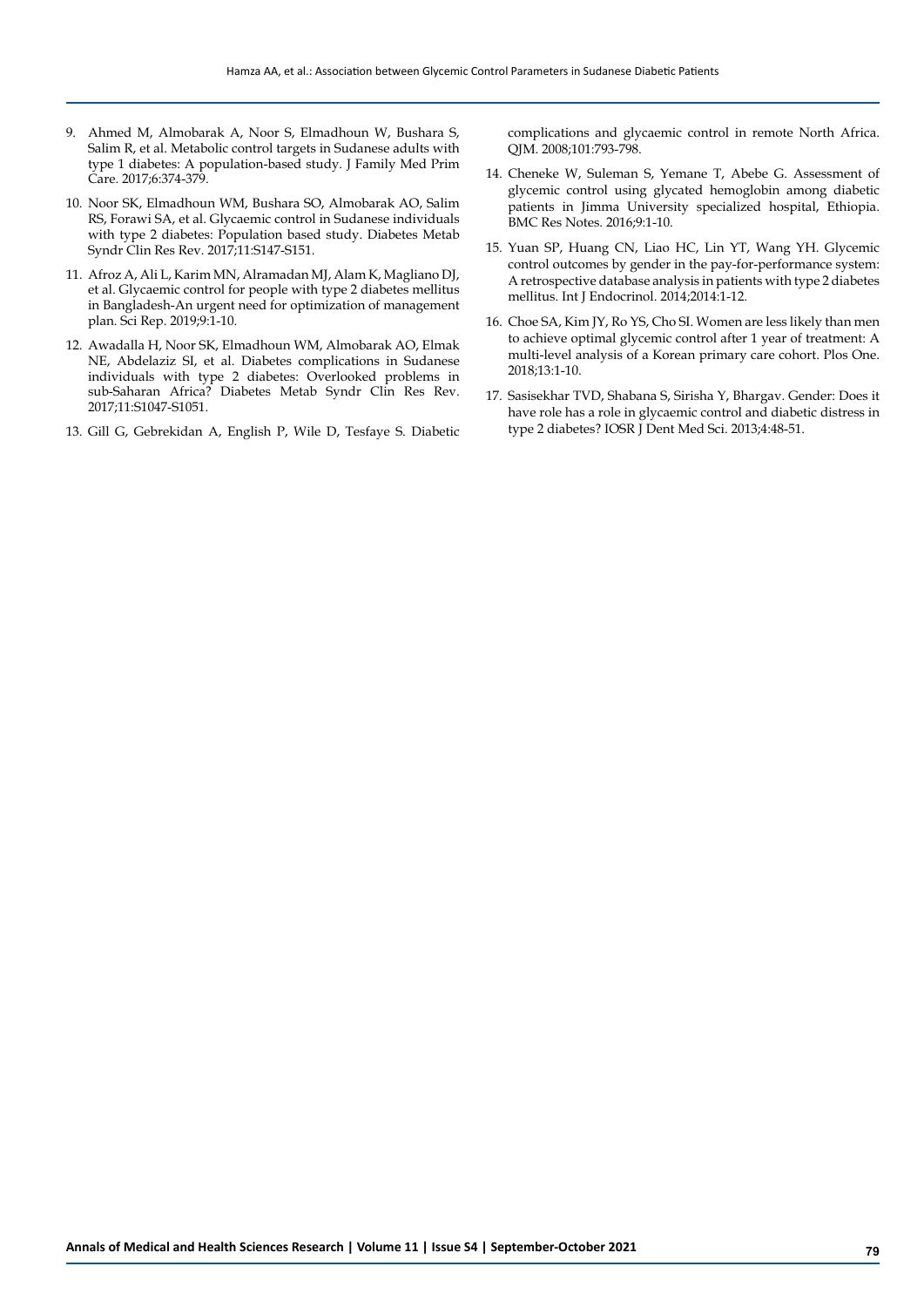9. Ahmed M, Almobarak A, Noor S, Elmadhoun W, Bushara S, Salim R, et al. Metabolic control targets in Sudanese adults with type 1 diabetes: A population-based study. J Family Med Prim Care. 2017;6:374-379.

10. Noor SK, Elmadhoun WM, Bushara SO, Almobarak AO, Salim RS, Forawi SA, et al. Glycaemic control in Sudanese individuals with type 2 diabetes: Population based study. Diabetes Metab Syndr Clin Res Rev. 2017;11:S147-S151.

11. Afroz A, Ali L, Karim MN, Alramadan MJ, Alam K, Magliano DJ, et al. Glycaemic control for people with type 2 diabetes mellitus in Bangladesh-An urgent need for optimization of management plan. Sci Rep. 2019;9:1-10.

12. Awadalla H, Noor SK, Elmadhoun WM, Almobarak AO, Elmak NE, Abdelaziz SI, et al. Diabetes complications in Sudanese individuals with type 2 diabetes: Overlooked problems in sub-Saharan Africa? Diabetes Metab Syndr Clin Res Rev. 2017;11:S1047-S1051.

13. Gill G, Gebrekidan A, English P, Wile D, Tesfaye S. Diabetic complications and glycaemic control in remote North Africa. QJM. 2008;101:793-798.

14. Cheneke W, Suleman S, Yemane T, Abebe G. Assessment of glycemic control using glycated hemoglobin among diabetic patients in Jimma University specialized hospital, Ethiopia. BMC Res Notes. 2016;9:1-10.

15. Yuan SP, Huang CN, Liao HC, Lin YT, Wang YH. Glycemic control outcomes by gender in the pay-for-performance system: A retrospective database analysis in patients with type 2 diabetes mellitus. Int J Endocrinol. 2014;2014:1-12.

16. Choe SA, Kim JY, Ro YS, Cho SI. Women are less likely than men to achieve optimal glycemic control after 1 year of treatment: A multi-level analysis of a Korean primary care cohort. Plos One. 2018;13:1-10.

17. Sasisekhar TVD, Shabana S, Sirisha Y, Bhargav. Gender: Does it have role has a role in glycaemic control and diabetic distress in type 2 diabetes? IOSR J Dent Med Sci. 2013;4:48-51.